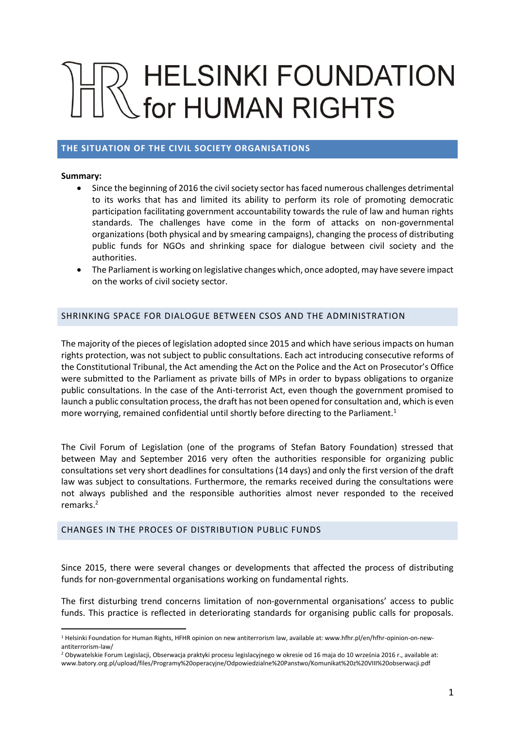# HELSINKI FOUNDATION for HUMAN RIGHTS

## THE SITUATION OF THE CIVIL SOCIETY ORGANISATIONS

**Summary:**

- Since the beginning of 2016 the civil society sector has faced numerous challenges detrimental to its works that has and limited its ability to perform its role of promoting democratic participation facilitating government accountability towards the rule of law and human rights standards. The challenges have come in the form of attacks on non-governmental organizations (both physical and by smearing campaigns), changing the process of distributing public funds for NGOs and shrinking space for dialogue between civil society and the authorities.
- The Parliament is working on legislative changes which, once adopted, may have severe impact on the works of civil society sector.

### SHRINKING SPACE FOR DIALOGUE BETWEEN CSOS AND THE ADMINISTRATION

The majority of the pieces of legislation adopted since 2015 and which have serious impacts on human rights protection, was not subject to public consultations. Each act introducing consecutive reforms of the Constitutional Tribunal, the Act amending the Act on the Police and the Act on Prosecutor's Office were submitted to the Parliament as private bills of MPs in order to bypass obligations to organize public consultations. In the case of the Anti-terrorist Act, even though the government promised to launch a public consultation process, the draft has not been opened for consultation and, which is even more worrying, remained confidential until shortly before directing to the Parliament.[1]

The Civil Forum of Legislation (one of the programs of Stefan Batory Foundation) stressed that between May and September 2016 very often the authorities responsible for organizing public consultations set very short deadlines for consultations (14 days) and only the first version of the draft law was subject to consultations. Furthermore, the remarks received during the consultations were not always published and the responsible authorities almost never responded to the received remarks.[2]

### CHANGES IN THE PROCES OF DISTRIBUTION PUBLIC FUNDS

Since 2015, there were several changes or developments that affected the process of distributing funds for non-governmental organisations working on fundamental rights.

The first disturbing trend concerns limitation of non-governmental organisations' access to public funds. This practice is reflected in deteriorating standards for organising public calls for proposals.

---

[1] Helsinki Foundation for Human Rights, HFHR opinion on new antiterrorism law, available at: www.hfhr.pl/en/hfhr-opinion-on-new-antiterrorism-law/

[2] Obywatelskie Forum Legislacji, Obserwacja praktyki procesu legislacyjnego w okresie od 16 maja do 10 września 2016 r., available at: www.batory.org.pl/upload/files/Programy%20operacyjne/Odpowiedzialne%20Panstwo/Komunikat%20z%20VIII%20obserwacji.pdf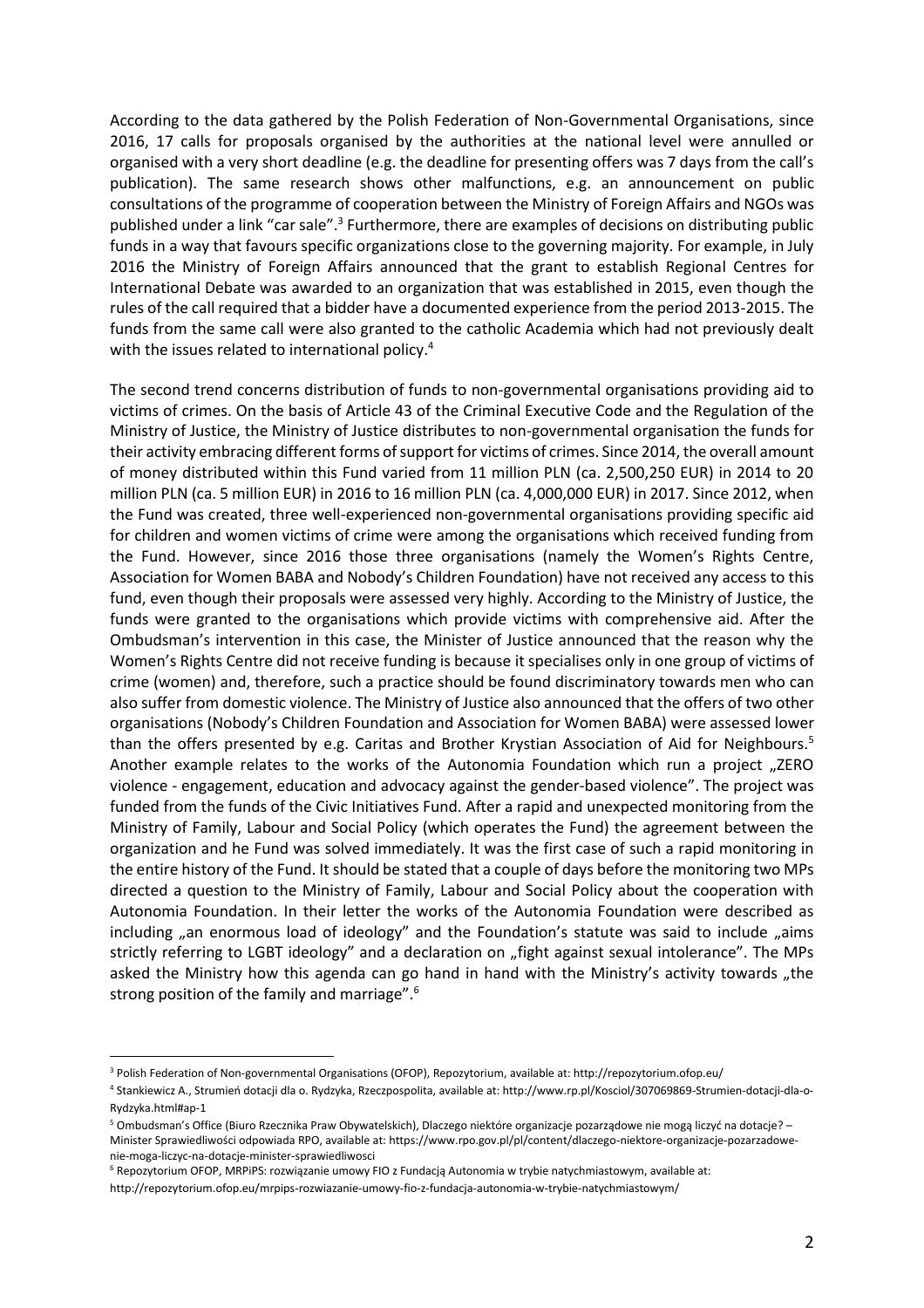According to the data gathered by the Polish Federation of Non-Governmental Organisations, since 2016, 17 calls for proposals organised by the authorities at the national level were annulled or organised with a very short deadline (e.g. the deadline for presenting offers was 7 days from the call's publication). The same research shows other malfunctions, e.g. an announcement on public consultations of the programme of cooperation between the Ministry of Foreign Affairs and NGOs was published under a link "car sale".[3] Furthermore, there are examples of decisions on distributing public funds in a way that favours specific organizations close to the governing majority. For example, in July 2016 the Ministry of Foreign Affairs announced that the grant to establish Regional Centres for International Debate was awarded to an organization that was established in 2015, even though the rules of the call required that a bidder have a documented experience from the period 2013-2015. The funds from the same call were also granted to the catholic Academia which had not previously dealt with the issues related to international policy.[4]

The second trend concerns distribution of funds to non-governmental organisations providing aid to victims of crimes. On the basis of Article 43 of the Criminal Executive Code and the Regulation of the Ministry of Justice, the Ministry of Justice distributes to non-governmental organisation the funds for their activity embracing different forms of support for victims of crimes. Since 2014, the overall amount of money distributed within this Fund varied from 11 million PLN (ca. 2,500,250 EUR) in 2014 to 20 million PLN (ca. 5 million EUR) in 2016 to 16 million PLN (ca. 4,000,000 EUR) in 2017. Since 2012, when the Fund was created, three well-experienced non-governmental organisations providing specific aid for children and women victims of crime were among the organisations which received funding from the Fund. However, since 2016 those three organisations (namely the Women's Rights Centre, Association for Women BABA and Nobody's Children Foundation) have not received any access to this fund, even though their proposals were assessed very highly. According to the Ministry of Justice, the funds were granted to the organisations which provide victims with comprehensive aid. After the Ombudsman's intervention in this case, the Minister of Justice announced that the reason why the Women's Rights Centre did not receive funding is because it specialises only in one group of victims of crime (women) and, therefore, such a practice should be found discriminatory towards men who can also suffer from domestic violence. The Ministry of Justice also announced that the offers of two other organisations (Nobody's Children Foundation and Association for Women BABA) were assessed lower than the offers presented by e.g. Caritas and Brother Krystian Association of Aid for Neighbours.[5] Another example relates to the works of the Autonomia Foundation which run a project „ZERO violence - engagement, education and advocacy against the gender-based violence". The project was funded from the funds of the Civic Initiatives Fund. After a rapid and unexpected monitoring from the Ministry of Family, Labour and Social Policy (which operates the Fund) the agreement between the organization and he Fund was solved immediately. It was the first case of such a rapid monitoring in the entire history of the Fund. It should be stated that a couple of days before the monitoring two MPs directed a question to the Ministry of Family, Labour and Social Policy about the cooperation with Autonomia Foundation. In their letter the works of the Autonomia Foundation were described as including „an enormous load of ideology" and the Foundation's statute was said to include „aims strictly referring to LGBT ideology" and a declaration on „fight against sexual intolerance". The MPs asked the Ministry how this agenda can go hand in hand with the Ministry's activity towards „the strong position of the family and marriage".[6]

---

[3] Polish Federation of Non-governmental Organisations (OFOP), Repozytorium, available at: http://repozytorium.ofop.eu/

[4] Stankiewicz A., Strumień dotacji dla o. Rydzyka, Rzeczpospolita, available at: http://www.rp.pl/Kosciol/307069869-Strumien-dotacji-dla-o-Rydzyka.html#ap-1

[5] Ombudsman's Office (Biuro Rzecznika Praw Obywatelskich), Dlaczego niektóre organizacje pozarządowe nie mogą liczyć na dotacje? – Minister Sprawiedliwości odpowiada RPO, available at: https://www.rpo.gov.pl/pl/content/dlaczego-niektore-organizacje-pozarzadowe-nie-moga-liczyc-na-dotacje-minister-sprawiedliwosci

[6] Repozytorium OFOP, MRPiPS: rozwiązanie umowy FIO z Fundacją Autonomia w trybie natychmiastowym, available at: http://repozytorium.ofop.eu/mrpips-rozwiazanie-umowy-fio-z-fundacja-autonomia-w-trybie-natychmiastowym/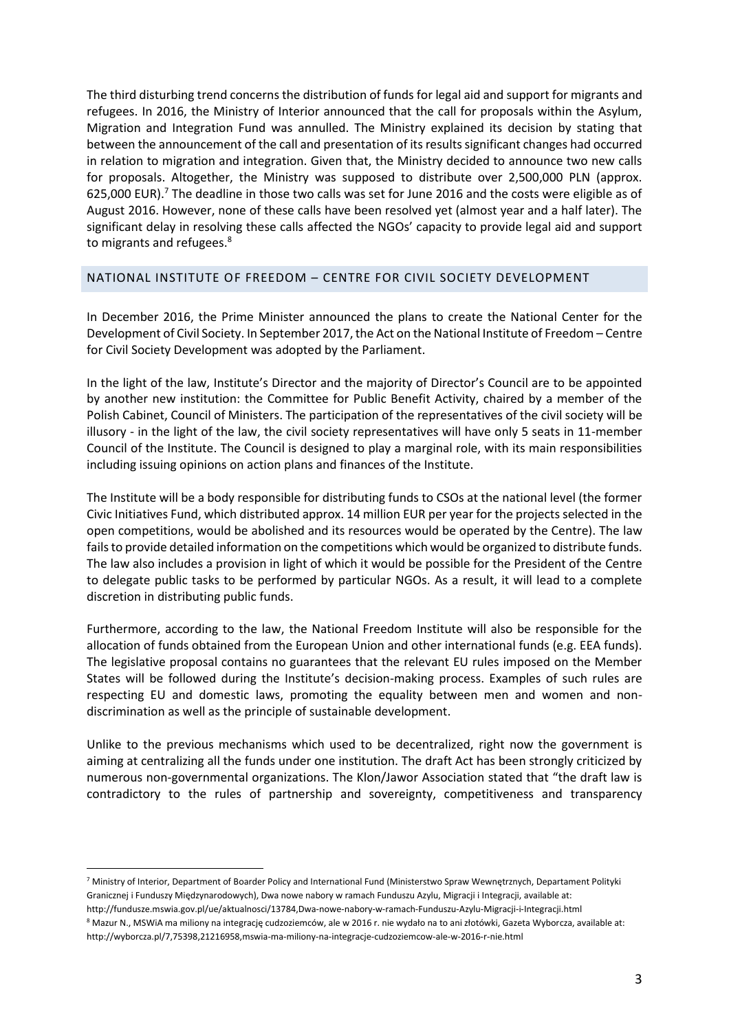The third disturbing trend concerns the distribution of funds for legal aid and support for migrants and refugees. In 2016, the Ministry of Interior announced that the call for proposals within the Asylum, Migration and Integration Fund was annulled. The Ministry explained its decision by stating that between the announcement of the call and presentation of its results significant changes had occurred in relation to migration and integration. Given that, the Ministry decided to announce two new calls for proposals. Altogether, the Ministry was supposed to distribute over 2,500,000 PLN (approx. 625,000 EUR).[7] The deadline in those two calls was set for June 2016 and the costs were eligible as of August 2016. However, none of these calls have been resolved yet (almost year and a half later). The significant delay in resolving these calls affected the NGOs' capacity to provide legal aid and support to migrants and refugees.[8]

## NATIONAL INSTITUTE OF FREEDOM – CENTRE FOR CIVIL SOCIETY DEVELOPMENT

In December 2016, the Prime Minister announced the plans to create the National Center for the Development of Civil Society. In September 2017, the Act on the National Institute of Freedom – Centre for Civil Society Development was adopted by the Parliament.

In the light of the law, Institute's Director and the majority of Director's Council are to be appointed by another new institution: the Committee for Public Benefit Activity, chaired by a member of the Polish Cabinet, Council of Ministers. The participation of the representatives of the civil society will be illusory - in the light of the law, the civil society representatives will have only 5 seats in 11-member Council of the Institute. The Council is designed to play a marginal role, with its main responsibilities including issuing opinions on action plans and finances of the Institute.

The Institute will be a body responsible for distributing funds to CSOs at the national level (the former Civic Initiatives Fund, which distributed approx. 14 million EUR per year for the projects selected in the open competitions, would be abolished and its resources would be operated by the Centre). The law fails to provide detailed information on the competitions which would be organized to distribute funds. The law also includes a provision in light of which it would be possible for the President of the Centre to delegate public tasks to be performed by particular NGOs. As a result, it will lead to a complete discretion in distributing public funds.

Furthermore, according to the law, the National Freedom Institute will also be responsible for the allocation of funds obtained from the European Union and other international funds (e.g. EEA funds). The legislative proposal contains no guarantees that the relevant EU rules imposed on the Member States will be followed during the Institute's decision-making process. Examples of such rules are respecting EU and domestic laws, promoting the equality between men and women and non-discrimination as well as the principle of sustainable development.

Unlike to the previous mechanisms which used to be decentralized, right now the government is aiming at centralizing all the funds under one institution. The draft Act has been strongly criticized by numerous non-governmental organizations. The Klon/Jawor Association stated that "the draft law is contradictory to the rules of partnership and sovereignty, competitiveness and transparency

---

[7] Ministry of Interior, Department of Boarder Policy and International Fund (Ministerstwo Spraw Wewnętrznych, Departament Polityki Granicznej i Funduszy Międzynarodowych), Dwa nowe nabory w ramach Funduszu Azylu, Migracji i Integracji, available at: http://fundusze.mswia.gov.pl/ue/aktualnosci/13784,Dwa-nowe-nabory-w-ramach-Funduszu-Azylu-Migracji-i-Integracji.html

[8] Mazur N., MSWiA ma miliony na integrację cudzoziemców, ale w 2016 r. nie wydało na to ani złotówki, Gazeta Wyborcza, available at: http://wyborcza.pl/7,75398,21216958,mswia-ma-miliony-na-integracje-cudzoziemcow-ale-w-2016-r-nie.html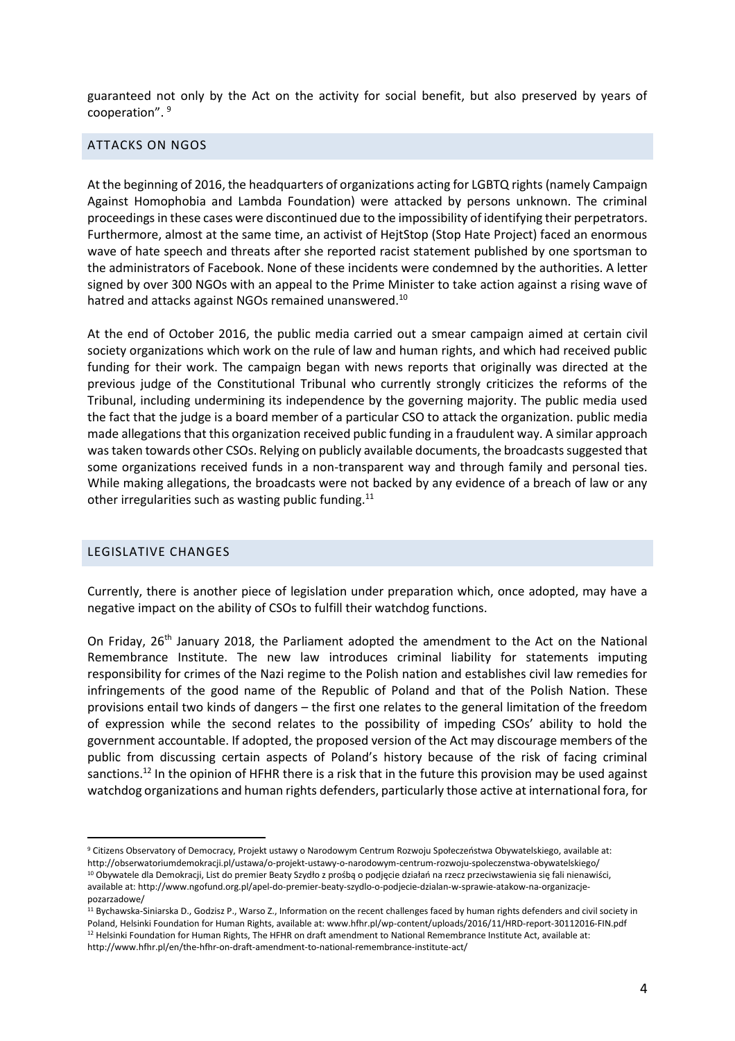guaranteed not only by the Act on the activity for social benefit, but also preserved by years of cooperation". [9]

## ATTACKS ON NGOS

At the beginning of 2016, the headquarters of organizations acting for LGBTQ rights (namely Campaign Against Homophobia and Lambda Foundation) were attacked by persons unknown. The criminal proceedings in these cases were discontinued due to the impossibility of identifying their perpetrators. Furthermore, almost at the same time, an activist of HejtStop (Stop Hate Project) faced an enormous wave of hate speech and threats after she reported racist statement published by one sportsman to the administrators of Facebook. None of these incidents were condemned by the authorities. A letter signed by over 300 NGOs with an appeal to the Prime Minister to take action against a rising wave of hatred and attacks against NGOs remained unanswered.[10]

At the end of October 2016, the public media carried out a smear campaign aimed at certain civil society organizations which work on the rule of law and human rights, and which had received public funding for their work. The campaign began with news reports that originally was directed at the previous judge of the Constitutional Tribunal who currently strongly criticizes the reforms of the Tribunal, including undermining its independence by the governing majority. The public media used the fact that the judge is a board member of a particular CSO to attack the organization. public media made allegations that this organization received public funding in a fraudulent way. A similar approach was taken towards other CSOs. Relying on publicly available documents, the broadcasts suggested that some organizations received funds in a non-transparent way and through family and personal ties. While making allegations, the broadcasts were not backed by any evidence of a breach of law or any other irregularities such as wasting public funding.[11]

## LEGISLATIVE CHANGES

Currently, there is another piece of legislation under preparation which, once adopted, may have a negative impact on the ability of CSOs to fulfill their watchdog functions.

On Friday, 26th January 2018, the Parliament adopted the amendment to the Act on the National Remembrance Institute. The new law introduces criminal liability for statements imputing responsibility for crimes of the Nazi regime to the Polish nation and establishes civil law remedies for infringements of the good name of the Republic of Poland and that of the Polish Nation. These provisions entail two kinds of dangers – the first one relates to the general limitation of the freedom of expression while the second relates to the possibility of impeding CSOs' ability to hold the government accountable. If adopted, the proposed version of the Act may discourage members of the public from discussing certain aspects of Poland's history because of the risk of facing criminal sanctions.[12] In the opinion of HFHR there is a risk that in the future this provision may be used against watchdog organizations and human rights defenders, particularly those active at international fora, for

---

[9] Citizens Observatory of Democracy, Projekt ustawy o Narodowym Centrum Rozwoju Społeczeństwa Obywatelskiego, available at: http://obserwatoriumdemokracji.pl/ustawa/o-projekt-ustawy-o-narodowym-centrum-rozwoju-spoleczenstwa-obywatelskiego/

[10] Obywatele dla Demokracji, List do premier Beaty Szydło z prośbą o podjęcie działań na rzecz przeciwstawienia się fali nienawiści, available at: http://www.ngofund.org.pl/apel-do-premier-beaty-szydlo-o-podjecie-dzialan-w-sprawie-atakow-na-organizacje-pozarzadowe/

[11] Bychawska-Siniarska D., Godzisz P., Warso Z., Information on the recent challenges faced by human rights defenders and civil society in Poland, Helsinki Foundation for Human Rights, available at: www.hfhr.pl/wp-content/uploads/2016/11/HRD-report-30112016-FIN.pdf

[12] Helsinki Foundation for Human Rights, The HFHR on draft amendment to National Remembrance Institute Act, available at: http://www.hfhr.pl/en/the-hfhr-on-draft-amendment-to-national-remembrance-institute-act/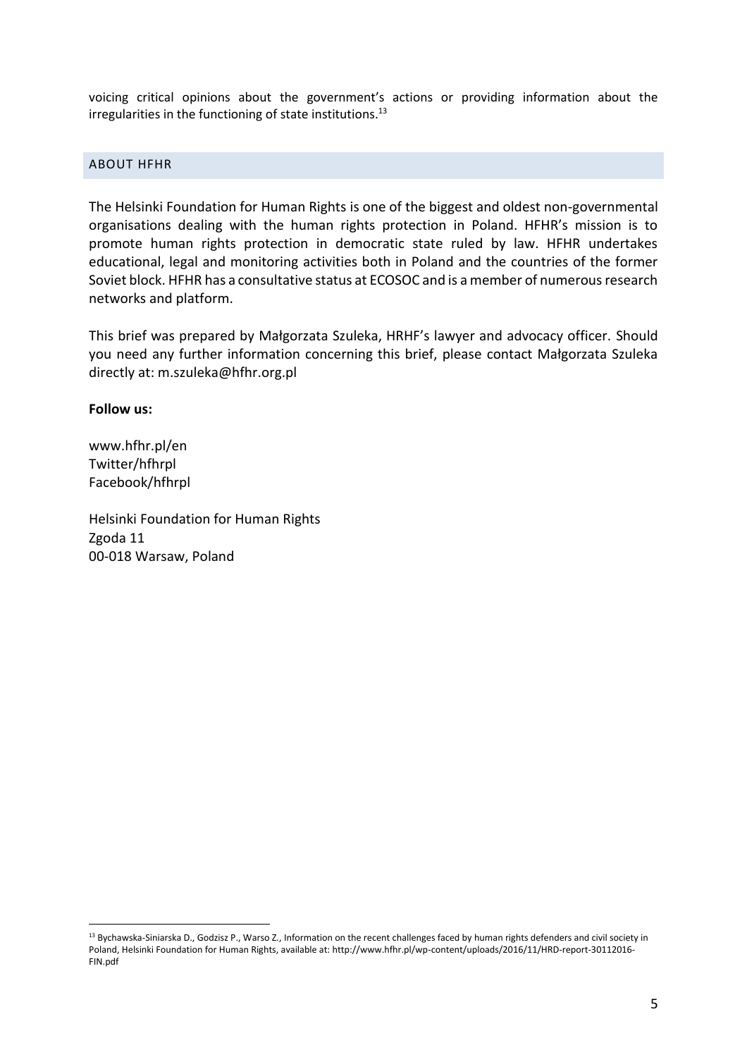voicing critical opinions about the government's actions or providing information about the irregularities in the functioning of state institutions.[13]

## ABOUT HFHR

The Helsinki Foundation for Human Rights is one of the biggest and oldest non-governmental organisations dealing with the human rights protection in Poland. HFHR's mission is to promote human rights protection in democratic state ruled by law. HFHR undertakes educational, legal and monitoring activities both in Poland and the countries of the former Soviet block. HFHR has a consultative status at ECOSOC and is a member of numerous research networks and platform.

This brief was prepared by Małgorzata Szuleka, HRHF's lawyer and advocacy officer. Should you need any further information concerning this brief, please contact Małgorzata Szuleka directly at: m.szuleka@hfhr.org.pl

**Follow us:**

www.hfhr.pl/en
Twitter/hfhrpl
Facebook/hfhrpl

Helsinki Foundation for Human Rights
Zgoda 11
00-018 Warsaw, Poland

[13] Bychawska-Siniarska D., Godzisz P., Warso Z., Information on the recent challenges faced by human rights defenders and civil society in Poland, Helsinki Foundation for Human Rights, available at: http://www.hfhr.pl/wp-content/uploads/2016/11/HRD-report-30112016-FIN.pdf